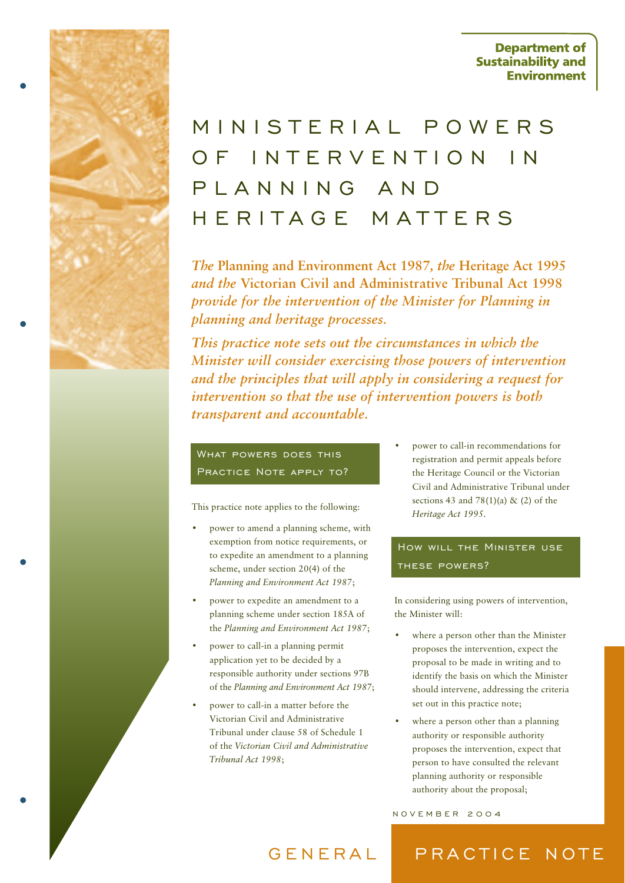**Department of Sustainability and Environment**

# MINISTERIAL POWERS OF INTERVENTION IN PLANNING AND HERITAGE MATTERS

*The* **Planning and Environment Act 1987**, *the* **Heritage Act 1995** *and the* **Victorian Civil and Administrative Tribunal Act 1998** *provide for the intervention of the Minister for Planning in planning and heritage processes.*

*This practice note sets out the circumstances in which the Minister will consider exercising those powers of intervention and the principles that will apply in considering a request for intervention so that the use of intervention powers is both transparent and accountable.*

## What powers does this Practice Note apply to?

This practice note applies to the following:

- power to amend a planning scheme, with exemption from notice requirements, or to expedite an amendment to a planning scheme, under section 20(4) of the *Planning and Environment Act 1987*;
- power to expedite an amendment to a planning scheme under section 185A of the *Planning and Environment Act 1987*;
- power to call-in a planning permit application yet to be decided by a responsible authority under sections 97B of the *Planning and Environment Act 1987*;
- power to call-in a matter before the Victorian Civil and Administrative Tribunal under clause 58 of Schedule 1 of the *Victorian Civil and Administrative Tribunal Act 1998*;
- power to call-in recommendations for registration and permit appeals before the Heritage Council or the Victorian Civil and Administrative Tribunal under sections 43 and 78(1)(a) & (2) of the *Heritage Act 1995*.

## How will the Minister use these powers?

In considering using powers of intervention, the Minister will:

- where a person other than the Minister proposes the intervention, expect the proposal to be made in writing and to identify the basis on which the Minister should intervene, addressing the criteria set out in this practice note;
- where a person other than a planning authority or responsible authority proposes the intervention, expect that person to have consulted the relevant planning authority or responsible authority about the proposal;

NOVEMBER 2004

GENERAL PRACTICE NOTE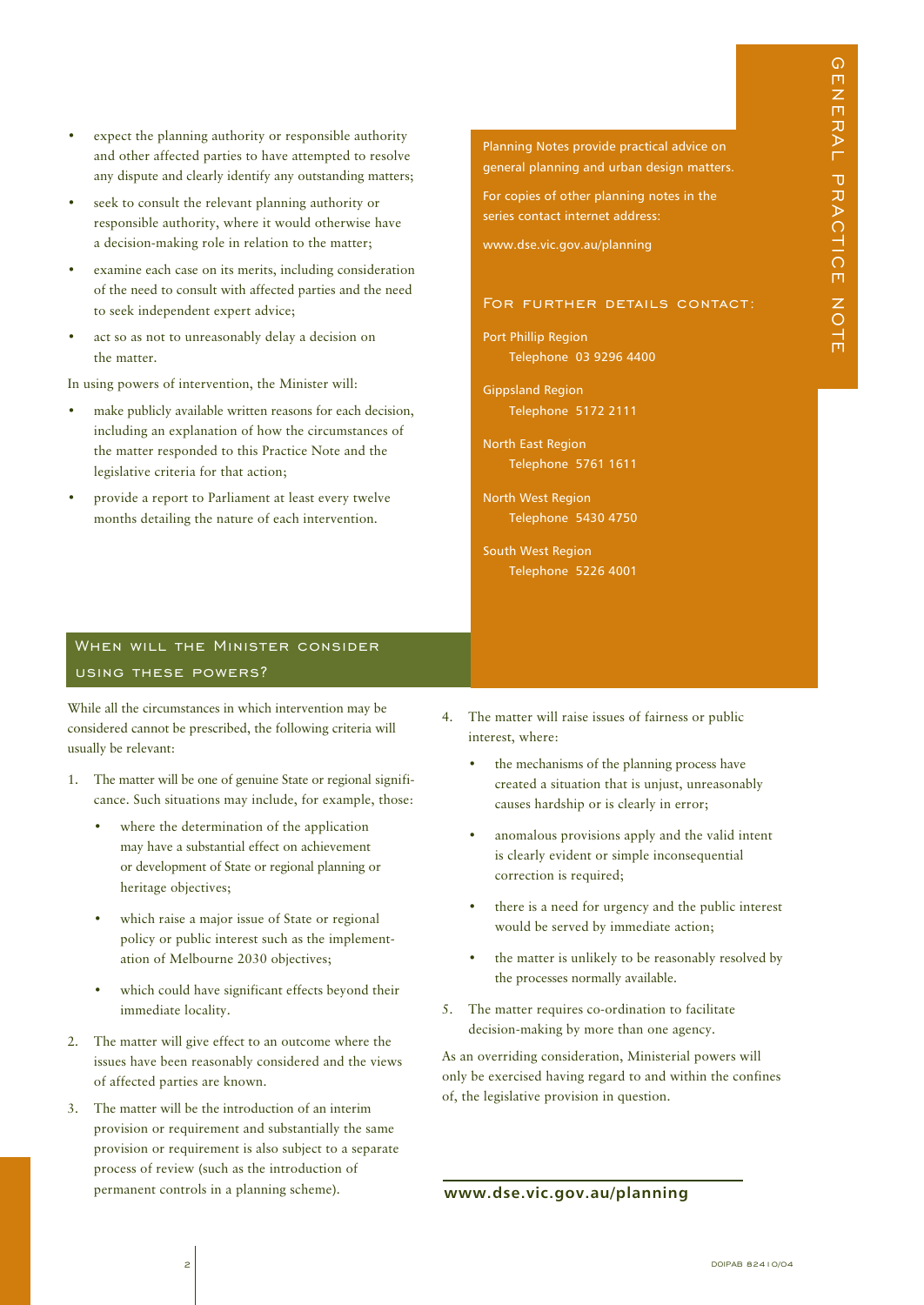- expect the planning authority or responsible authority and other affected parties to have attempted to resolve any dispute and clearly identify any outstanding matters;
- seek to consult the relevant planning authority or responsible authority, where it would otherwise have a decision-making role in relation to the matter;
- examine each case on its merits, including consideration of the need to consult with affected parties and the need to seek independent expert advice;
- act so as not to unreasonably delay a decision on the matter.

In using powers of intervention, the Minister will:

- make publicly available written reasons for each decision, including an explanation of how the circumstances of the matter responded to this Practice Note and the legislative criteria for that action;
- provide a report to Parliament at least every twelve months detailing the nature of each intervention.

## When will the Minister consider using these powers?

While all the circumstances in which intervention may be considered cannot be prescribed, the following criteria will usually be relevant:

1. The matter will be one of genuine State or regional significance. Such situations may include, for example, those:
   - where the determination of the application may have a substantial effect on achievement or development of State or regional planning or heritage objectives;
   - which raise a major issue of State or regional policy or public interest such as the implementation of Melbourne 2030 objectives;
   - which could have significant effects beyond their immediate locality.
2. The matter will give effect to an outcome where the issues have been reasonably considered and the views of affected parties are known.
3. The matter will be the introduction of an interim provision or requirement and substantially the same provision or requirement is also subject to a separate process of review (such as the introduction of permanent controls in a planning scheme).
4. The matter will raise issues of fairness or public interest, where:
   - the mechanisms of the planning process have created a situation that is unjust, unreasonably causes hardship or is clearly in error;
   - anomalous provisions apply and the valid intent is clearly evident or simple inconsequential correction is required;
   - there is a need for urgency and the public interest would be served by immediate action;
   - the matter is unlikely to be reasonably resolved by the processes normally available.
5. The matter requires co-ordination to facilitate decision-making by more than one agency.

As an overriding consideration, Ministerial powers will only be exercised having regard to and within the confines of, the legislative provision in question.

Planning Notes provide practical advice on general planning and urban design matters.

For copies of other planning notes in the series contact internet address:

www.dse.vic.gov.au/planning

### For further details contact:

Port Phillip Region
Telephone 03 9296 4400

Gippsland Region
Telephone 5172 2111

North East Region
Telephone 5761 1611

North West Region
Telephone 5430 4750

South West Region
Telephone 5226 4001

**www.dse.vic.gov.au/planning**

DOIPAB 8241 0/04